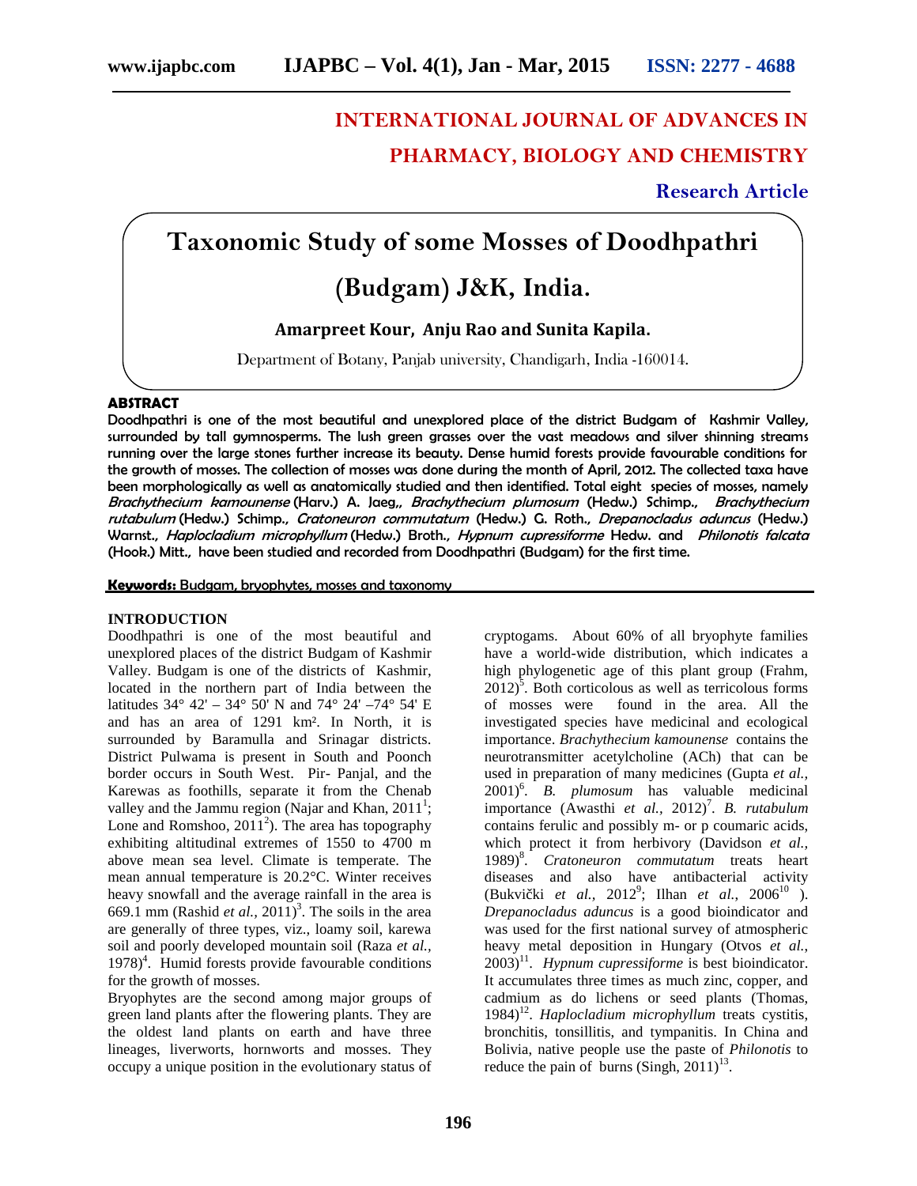# INTERNATIONAL JOURNAL OF ADVANCES IN PHARMACY, BIOLOGY AND CHEMISTRY

**Research Article**

# Taxonomic Study of some Mosses of Doodhpathri (Budgam) J&K, India.

**Amarpreet Kour, Anju Rao and Sunita Kapila.**

Department of Botany, Panjab university, Chandigarh, India -160014.

## ABSTRACT

**Doodhpathri is one of the most beautiful and unexplored place of the district Budgam of Kashmir Valley, surrounded by tall gymnosperms. The lush green grasses over the vast meadows and silver shinning streams running over the large stones further increase its beauty. Dense humid forests provide favourable conditions for the growth of mosses. The collection of mosses was done during the month of April, 2012. The collected taxa have been morphologically as well as anatomically studied and then identified. Total eight species of mosses, namely *Brachythecium kamounense* (Harv.) A. Jaeg,, *Brachythecium plumosum* (Hedw.) Schimp., *Brachythecium rutabulum* (Hedw.) Schimp., *Cratoneuron commutatum* (Hedw.) G. Roth., *Drepanocladus aduncus* (Hedw.) Warnst., *Haplocladium microphyllum* (Hedw.) Broth., *Hypnum cupressiforme* Hedw. and *Philonotis falcata* (Hook.) Mitt., have been studied and recorded from Doodhpathri (Budgam) for the first time.**

**Keywords:** Budgam, bryophytes, mosses and taxonomy

## INTRODUCTION

Doodhpathri is one of the most beautiful and unexplored places of the district Budgam of Kashmir Valley. Budgam is one of the districts of Kashmir, located in the northern part of India between the latitudes 34° 42' – 34° 50' N and 74° 24' –74° 54' E and has an area of 1291 km². In North, it is surrounded by Baramulla and Srinagar districts. District Pulwama is present in South and Poonch border occurs in South West. Pir- Panjal, and the Karewas as foothills, separate it from the Chenab valley and the Jammu region (Najar and Khan, 2011[1]; Lone and Romshoo, 2011[2]). The area has topography exhibiting altitudinal extremes of 1550 to 4700 m above mean sea level. Climate is temperate. The mean annual temperature is 20.2°C. Winter receives heavy snowfall and the average rainfall in the area is 669.1 mm (Rashid *et al.,* 2011)[3]. The soils in the area are generally of three types, viz., loamy soil, karewa soil and poorly developed mountain soil (Raza *et al.,* 1978)[4]. Humid forests provide favourable conditions for the growth of mosses.

Bryophytes are the second among major groups of green land plants after the flowering plants. They are the oldest land plants on earth and have three lineages, liverworts, hornworts and mosses. They occupy a unique position in the evolutionary status of cryptogams. About 60% of all bryophyte families have a world-wide distribution, which indicates a high phylogenetic age of this plant group (Frahm, 2012)[5]. Both corticolous as well as terricolous forms of mosses were found in the area. All the investigated species have medicinal and ecological importance. *Brachythecium kamounense* contains the neurotransmitter acetylcholine (ACh) that can be used in preparation of many medicines (Gupta *et al.,* 2001)[6]. *B. plumosum* has valuable medicinal importance (Awasthi *et al.,* 2012)[7]. *B. rutabulum* contains ferulic and possibly m- or p coumaric acids, which protect it from herbivory (Davidson *et al.,* 1989)[8]. *Cratoneuron commutatum* treats heart diseases and also have antibacterial activity (Bukvički *et al.,* 2012[9]; Ilhan *et al.,* 2006[10]). *Drepanocladus aduncus* is a good bioindicator and was used for the first national survey of atmospheric heavy metal deposition in Hungary (Otvos *et al.,* 2003)[11]. *Hypnum cupressiforme* is best bioindicator. It accumulates three times as much zinc, copper, and cadmium as do lichens or seed plants (Thomas, 1984)[12]. *Haplocladium microphyllum* treats cystitis, bronchitis, tonsillitis, and tympanitis. In China and Bolivia, native people use the paste of *Philonotis* to reduce the pain of burns (Singh, 2011)[13].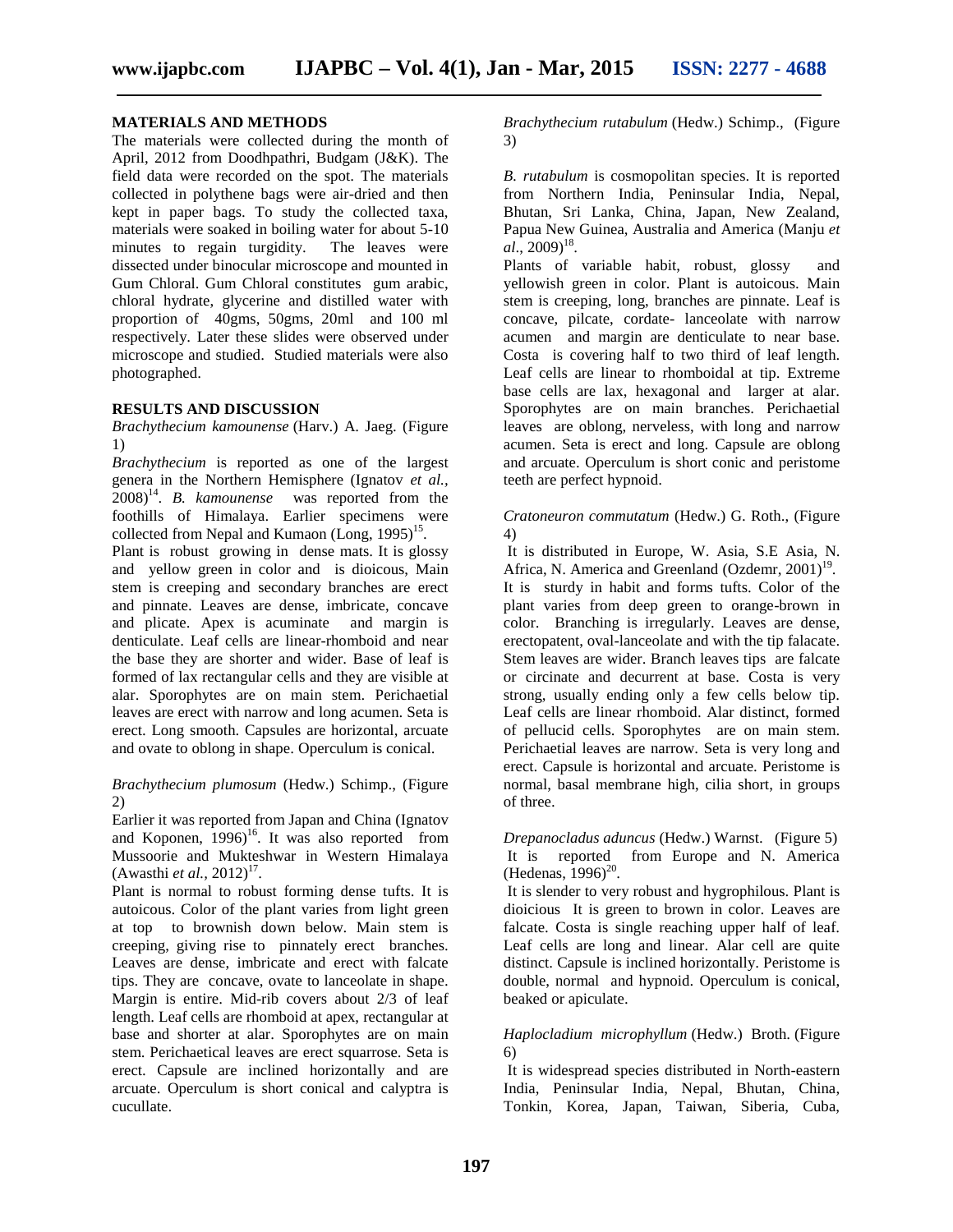## MATERIALS AND METHODS

The materials were collected during the month of April, 2012 from Doodhpathri, Budgam (J&K). The field data were recorded on the spot. The materials collected in polythene bags were air-dried and then kept in paper bags. To study the collected taxa, materials were soaked in boiling water for about 5-10 minutes to regain turgidity. The leaves were dissected under binocular microscope and mounted in Gum Chloral. Gum Chloral constitutes gum arabic, chloral hydrate, glycerine and distilled water with proportion of 40gms, 50gms, 20ml and 100 ml respectively. Later these slides were observed under microscope and studied. Studied materials were also photographed.

## RESULTS AND DISCUSSION

*Brachythecium kamounense* (Harv.) A. Jaeg. (Figure 1)

*Brachythecium* is reported as one of the largest genera in the Northern Hemisphere (Ignatov *et al.,* 2008)[14]. *B. kamounense* was reported from the foothills of Himalaya. Earlier specimens were collected from Nepal and Kumaon (Long, 1995)[15].

Plant is robust growing in dense mats. It is glossy and yellow green in color and is dioicous, Main stem is creeping and secondary branches are erect and pinnate. Leaves are dense, imbricate, concave and plicate. Apex is acuminate and margin is denticulate. Leaf cells are linear-rhomboid and near the base they are shorter and wider. Base of leaf is formed of lax rectangular cells and they are visible at alar. Sporophytes are on main stem. Perichaetial leaves are erect with narrow and long acumen. Seta is erect. Long smooth. Capsules are horizontal, arcuate and ovate to oblong in shape. Operculum is conical.

*Brachythecium plumosum* (Hedw.) Schimp., (Figure 2)

Earlier it was reported from Japan and China (Ignatov and Koponen, 1996)[16]. It was also reported from Mussoorie and Mukteshwar in Western Himalaya (Awasthi *et al.,* 2012)[17].

Plant is normal to robust forming dense tufts. It is autoicous. Color of the plant varies from light green at top to brownish down below. Main stem is creeping, giving rise to pinnately erect branches. Leaves are dense, imbricate and erect with falcate tips. They are concave, ovate to lanceolate in shape. Margin is entire. Mid-rib covers about 2/3 of leaf length. Leaf cells are rhomboid at apex, rectangular at base and shorter at alar. Sporophytes are on main stem. Perichaetical leaves are erect squarrose. Seta is erect. Capsule are inclined horizontally and are arcuate. Operculum is short conical and calyptra is cucullate.

*Brachythecium rutabulum* (Hedw.) Schimp., (Figure 3)

*B. rutabulum* is cosmopolitan species. It is reported from Northern India, Peninsular India, Nepal, Bhutan, Sri Lanka, China, Japan, New Zealand, Papua New Guinea, Australia and America (Manju *et al*., 2009)[18].

Plants of variable habit, robust, glossy and yellowish green in color. Plant is autoicous. Main stem is creeping, long, branches are pinnate. Leaf is concave, pilcate, cordate- lanceolate with narrow acumen and margin are denticulate to near base. Costa is covering half to two third of leaf length. Leaf cells are linear to rhomboidal at tip. Extreme base cells are lax, hexagonal and larger at alar. Sporophytes are on main branches. Perichaetial leaves are oblong, nerveless, with long and narrow acumen. Seta is erect and long. Capsule are oblong and arcuate. Operculum is short conic and peristome teeth are perfect hypnoid.

*Cratoneuron commutatum* (Hedw.) G. Roth., (Figure 4)

It is distributed in Europe, W. Asia, S.E Asia, N. Africa, N. America and Greenland (Ozdemr, 2001)[19]. It is sturdy in habit and forms tufts. Color of the plant varies from deep green to orange-brown in color. Branching is irregularly. Leaves are dense, erectopatent, oval-lanceolate and with the tip falacate. Stem leaves are wider. Branch leaves tips are falcate or circinate and decurrent at base. Costa is very strong, usually ending only a few cells below tip. Leaf cells are linear rhomboid. Alar distinct, formed of pellucid cells. Sporophytes are on main stem. Perichaetial leaves are narrow. Seta is very long and erect. Capsule is horizontal and arcuate. Peristome is normal, basal membrane high, cilia short, in groups of three.

*Drepanocladus aduncus* (Hedw.) Warnst. (Figure 5)

It is reported from Europe and N. America (Hedenas, 1996)[20].

It is slender to very robust and hygrophilous. Plant is dioicious It is green to brown in color. Leaves are falcate. Costa is single reaching upper half of leaf. Leaf cells are long and linear. Alar cell are quite distinct. Capsule is inclined horizontally. Peristome is double, normal and hypnoid. Operculum is conical, beaked or apiculate.

*Haplocladium microphyllum* (Hedw.) Broth. (Figure 6)

It is widespread species distributed in North-eastern India, Peninsular India, Nepal, Bhutan, China, Tonkin, Korea, Japan, Taiwan, Siberia, Cuba,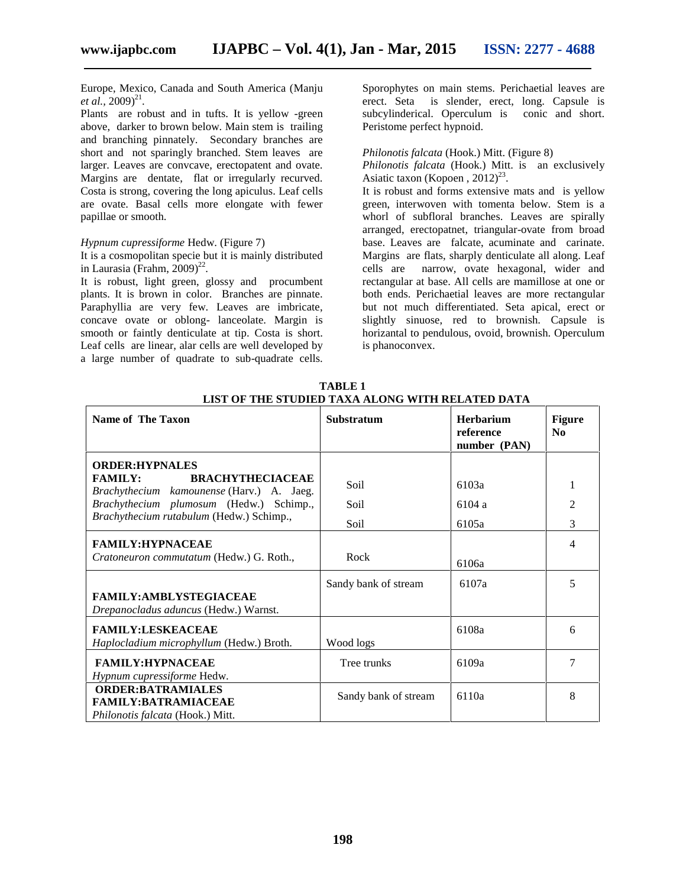Europe, Mexico, Canada and South America (Manju *et al.*, 2009)[21].

Plants are robust and in tufts. It is yellow -green above, darker to brown below. Main stem is trailing and branching pinnately. Secondary branches are short and not sparingly branched. Stem leaves are larger. Leaves are convcave, erectopatent and ovate. Margins are dentate, flat or irregularly recurved. Costa is strong, covering the long apiculus. Leaf cells are ovate. Basal cells more elongate with fewer papillae or smooth.

*Hypnum cupressiforme* Hedw. (Figure 7)

It is a cosmopolitan specie but it is mainly distributed in Laurasia (Frahm, 2009)[22].

It is robust, light green, glossy and procumbent plants. It is brown in color. Branches are pinnate. Paraphyllia are very few. Leaves are imbricate, concave ovate or oblong- lanceolate. Margin is smooth or faintly denticulate at tip. Costa is short. Leaf cells are linear, alar cells are well developed by a large number of quadrate to sub-quadrate cells. Sporophytes on main stems. Perichaetial leaves are erect. Seta is slender, erect, long. Capsule is subcylinderical. Operculum is conic and short. Peristome perfect hypnoid.

*Philonotis falcata* (Hook.) Mitt. (Figure 8)

*Philonotis falcata* (Hook.) Mitt. is an exclusively Asiatic taxon (Kopoen , 2012)[23].

It is robust and forms extensive mats and is yellow green, interwoven with tomenta below. Stem is a whorl of subfloral branches. Leaves are spirally arranged, erectopatnet, triangular-ovate from broad base. Leaves are falcate, acuminate and carinate. Margins are flats, sharply denticulate all along. Leaf cells are narrow, ovate hexagonal, wider and rectangular at base. All cells are mamillose at one or both ends. Perichaetial leaves are more rectangular but not much differentiated. Seta apical, erect or slightly sinuose, red to brownish. Capsule is horizantal to pendulous, ovoid, brownish. Operculum is phanoconvex.

**TABLE 1**
**LIST OF THE STUDIED TAXA ALONG WITH RELATED DATA**

| Name of The Taxon | Substratum | Herbarium reference number (PAN) | Figure No |
|---|---|---|---|
| **ORDER:HYPNALES** | | | |
| **FAMILY: BRACHYTHECIACEAE** | | | |
| *Brachythecium kamounense* (Harv.) A. Jaeg. | Soil | 6103a | 1 |
| *Brachythecium plumosum* (Hedw.) Schimp., | Soil | 6104 a | 2 |
| *Brachythecium rutabulum* (Hedw.) Schimp., | Soil | 6105a | 3 |
| **FAMILY:HYPNACEAE** | | | |
| *Cratoneuron commutatum* (Hedw.) G. Roth., | Rock | 6106a | 4 |
| **FAMILY:AMBLYSTEGIACEAE** | | | |
| *Drepanocladus aduncus* (Hedw.) Warnst. | Sandy bank of stream | 6107a | 5 |
| **FAMILY:LESKEACEAE** | | | |
| *Haplocladium microphyllum* (Hedw.) Broth. | Wood logs | 6108a | 6 |
| **FAMILY:HYPNACEAE** | | | |
| *Hypnum cupressiforme* Hedw. | Tree trunks | 6109a | 7 |
| **ORDER:BATRAMIALES** | | | |
| **FAMILY:BATRAMIACEAE** | | | |
| *Philonotis falcata* (Hook.) Mitt. | Sandy bank of stream | 6110a | 8 |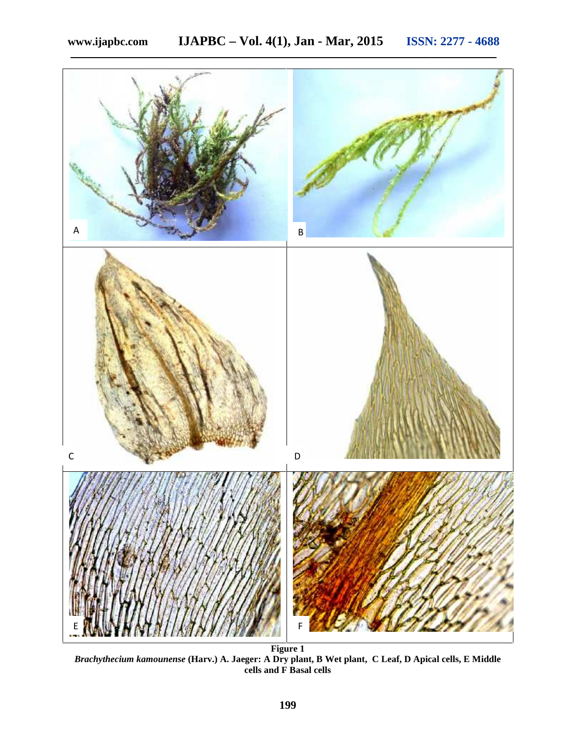**Figure 1**

***Brachythecium kamounense*** **(Harv.) A. Jaeger: A Dry plant, B Wet plant, C Leaf, D Apical cells, E Middle cells and F Basal cells**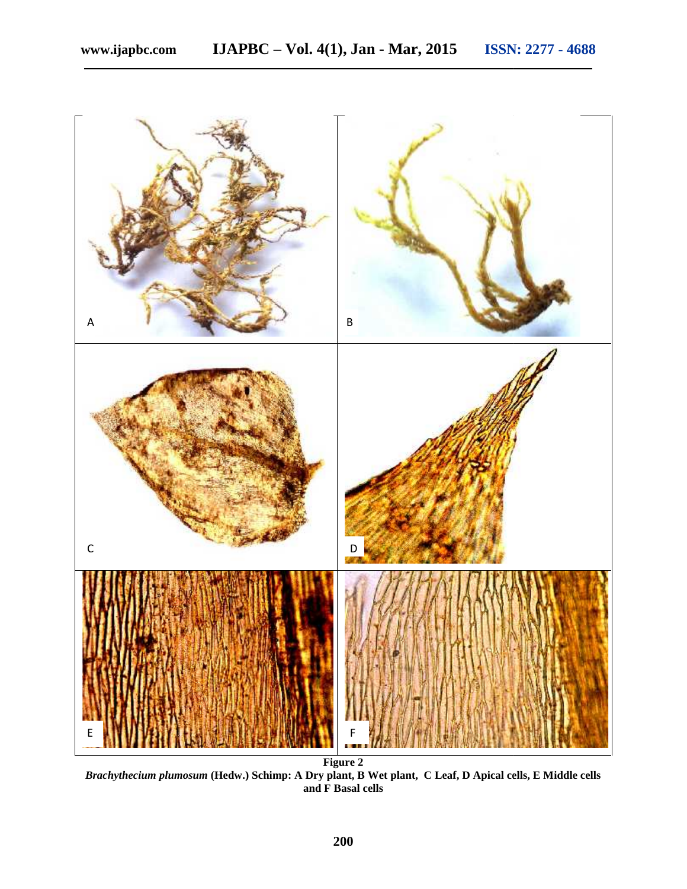**Figure 2**

***Brachythecium plumosum*** **(Hedw.) Schimp: A Dry plant, B Wet plant, C Leaf, D Apical cells, E Middle cells and F Basal cells**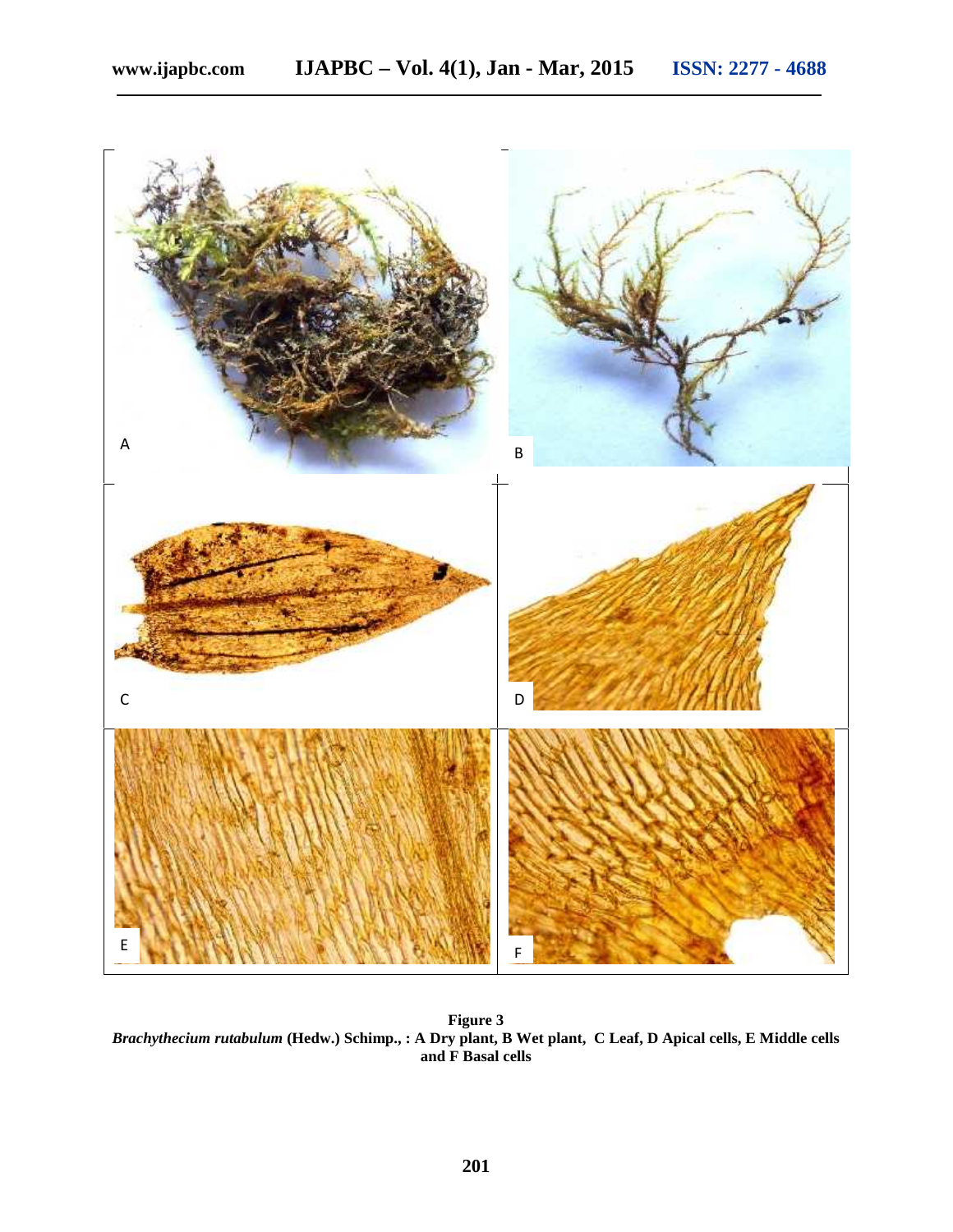**Figure 3**

***Brachythecium rutabulum*** **(Hedw.) Schimp., : A Dry plant, B Wet plant, C Leaf, D Apical cells, E Middle cells and F Basal cells**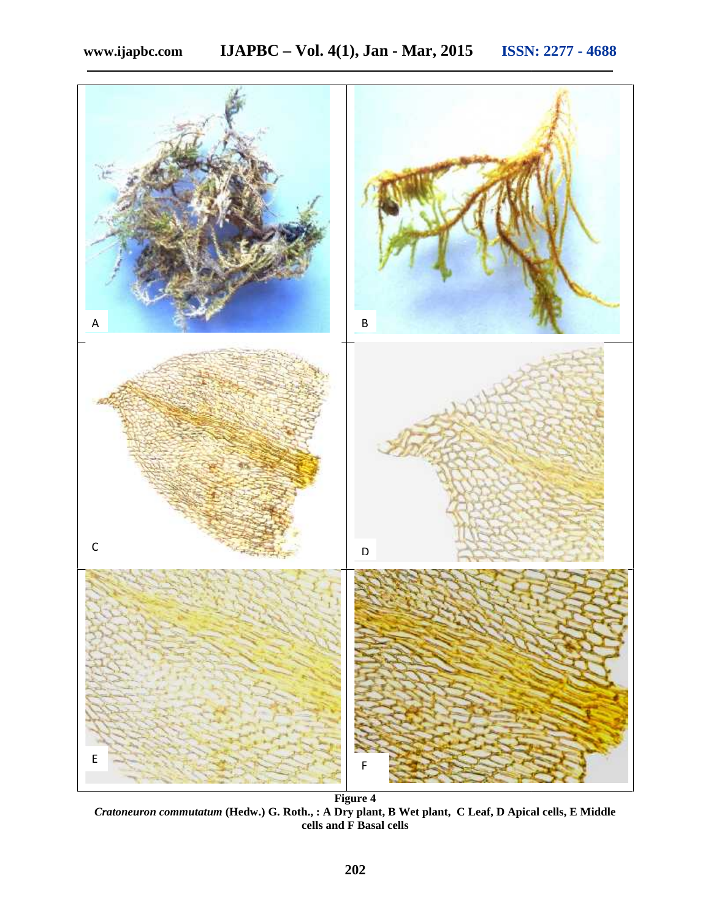**Figure 4**

***Cratoneuron commutatum*** **(Hedw.) G. Roth., : A Dry plant, B Wet plant, C Leaf, D Apical cells, E Middle cells and F Basal cells**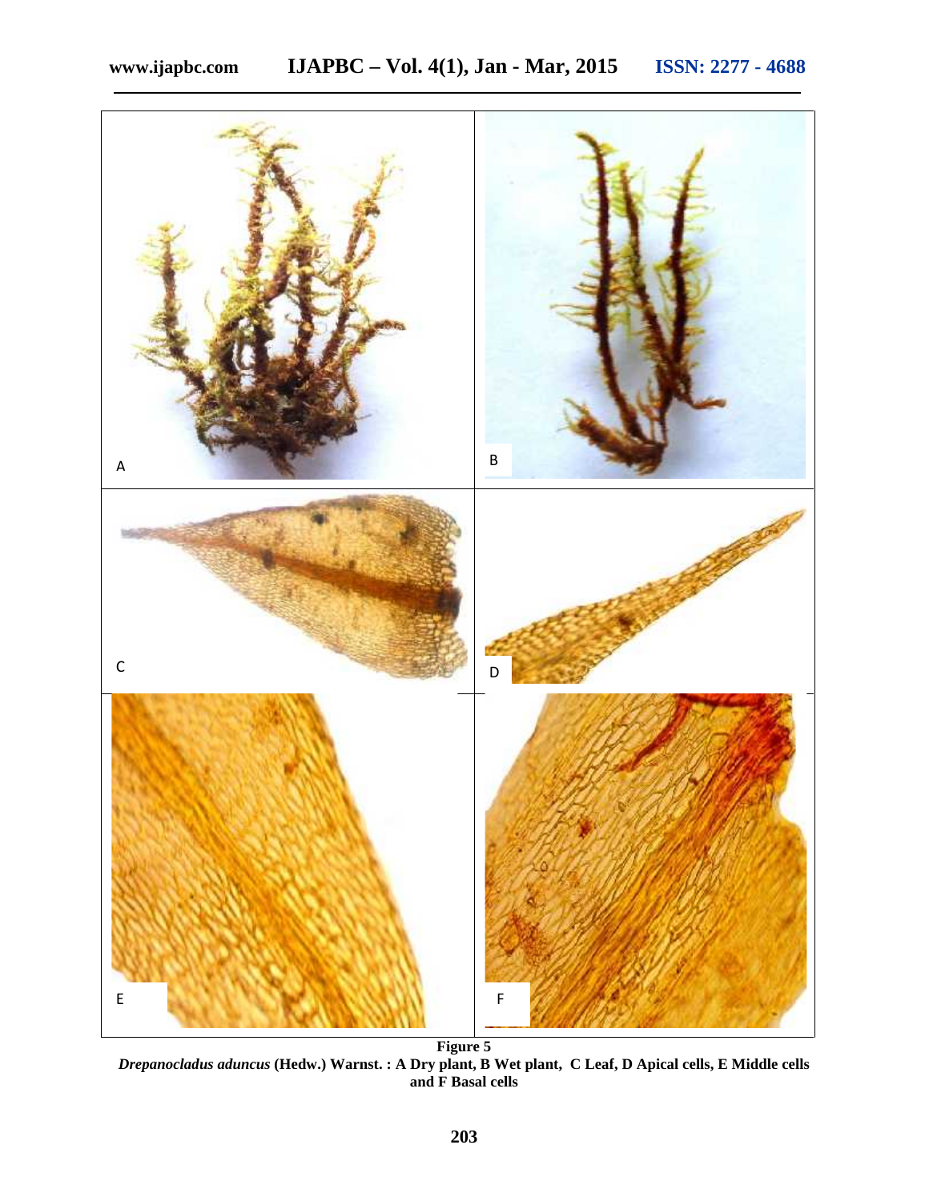Figure 5

*Drepanocladus aduncus* **(Hedw.) Warnst. : A Dry plant, B Wet plant, C Leaf, D Apical cells, E Middle cells and F Basal cells**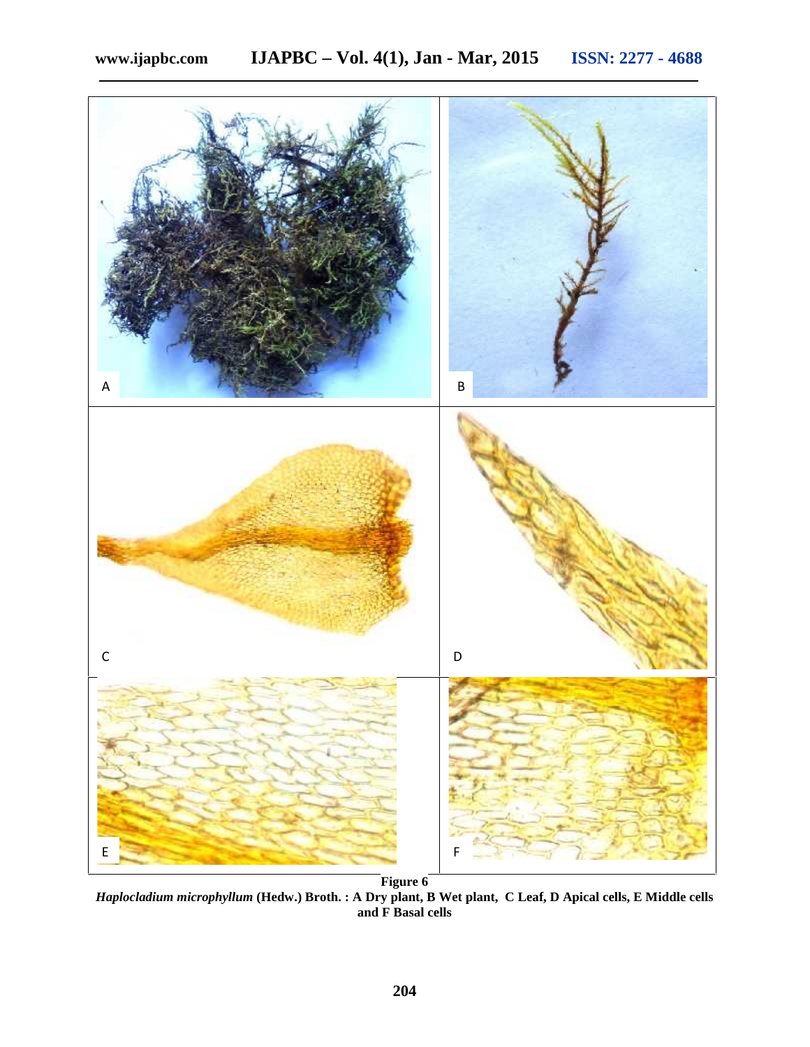**Figure 6**

***Haplocladium microphyllum* (Hedw.) Broth. : A Dry plant, B Wet plant, C Leaf, D Apical cells, E Middle cells and F Basal cells**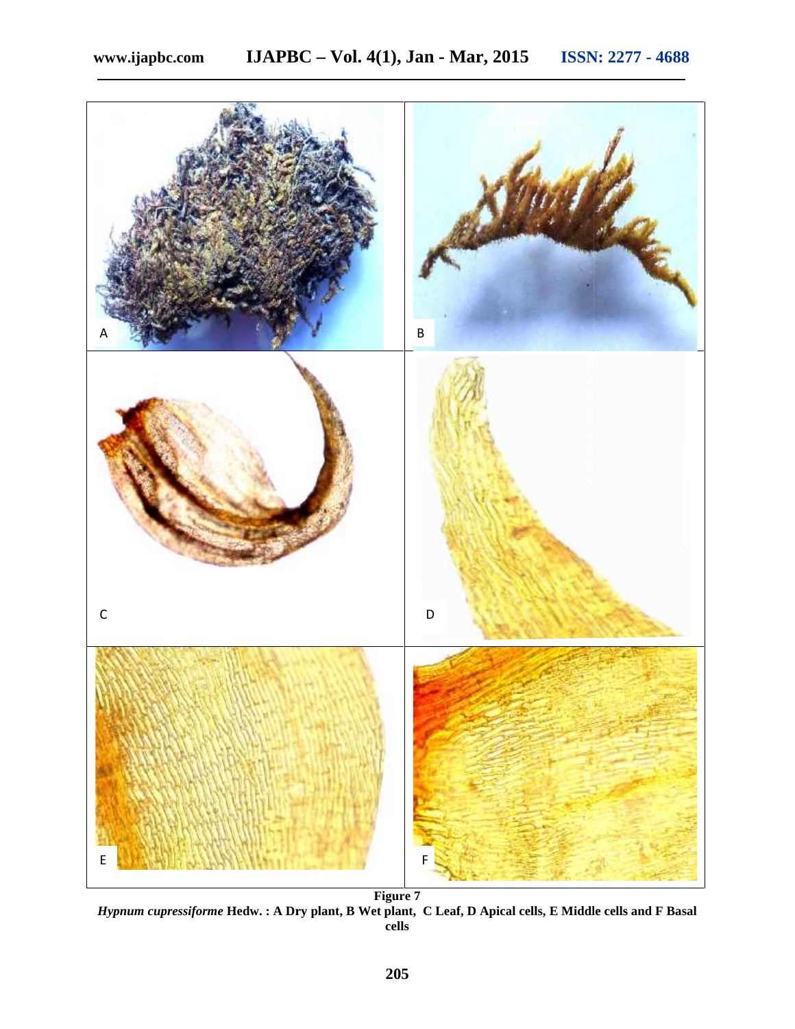**Figure 7**

***Hypnum cupressiforme*** **Hedw. : A Dry plant, B Wet plant, C Leaf, D Apical cells, E Middle cells and F Basal cells**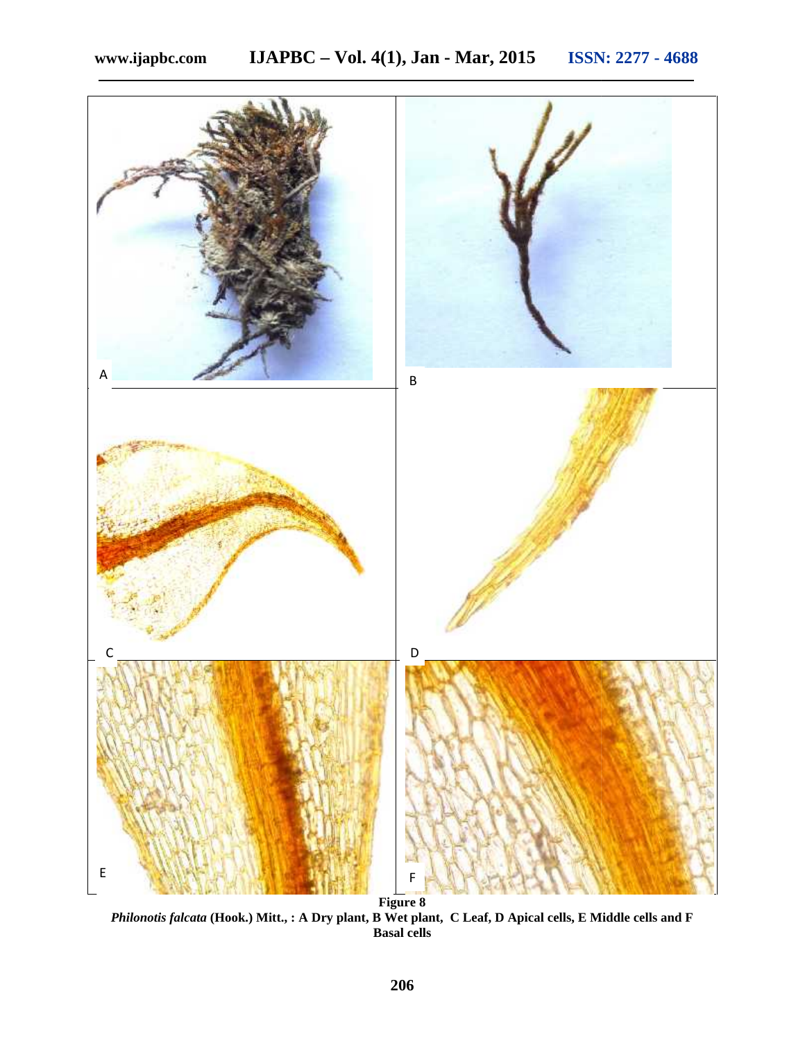**Figure 8**

***Philonotis falcata*** **(Hook.) Mitt., : A Dry plant, B Wet plant, C Leaf, D Apical cells, E Middle cells and F Basal cells**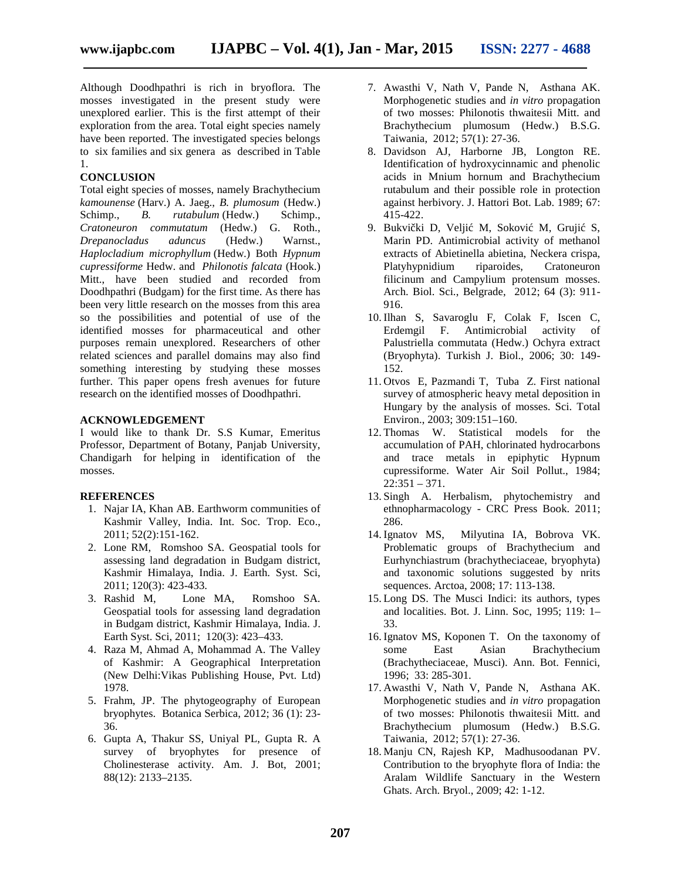Although Doodhpathri is rich in bryoflora. The mosses investigated in the present study were unexplored earlier. This is the first attempt of their exploration from the area. Total eight species namely have been reported. The investigated species belongs to six families and six genera as described in Table 1.

## CONCLUSION

Total eight species of mosses, namely Brachythecium *kamounense* (Harv.) A. Jaeg., *B. plumosum* (Hedw.) Schimp., *B. rutabulum* (Hedw.) Schimp., *Cratoneuron commutatum* (Hedw.) G. Roth., *Drepanocladus aduncus* (Hedw.) Warnst., *Haplocladium microphyllum* (Hedw.) Both *Hypnum cupressiforme* Hedw. and *Philonotis falcata* (Hook.) Mitt., have been studied and recorded from Doodhpathri (Budgam) for the first time. As there has been very little research on the mosses from this area so the possibilities and potential of use of the identified mosses for pharmaceutical and other purposes remain unexplored. Researchers of other related sciences and parallel domains may also find something interesting by studying these mosses further. This paper opens fresh avenues for future research on the identified mosses of Doodhpathri.

## ACKNOWLEDGEMENT

I would like to thank Dr. S.S Kumar, Emeritus Professor, Department of Botany, Panjab University, Chandigarh for helping in identification of the mosses.

## REFERENCES

1. Najar IA, Khan AB. Earthworm communities of Kashmir Valley, India. Int. Soc. Trop. Eco., 2011; 52(2):151-162.
2. Lone RM, Romshoo SA. Geospatial tools for assessing land degradation in Budgam district, Kashmir Himalaya, India. J. Earth. Syst. Sci, 2011; 120(3): 423-433.
3. Rashid M, Lone MA, Romshoo SA. Geospatial tools for assessing land degradation in Budgam district, Kashmir Himalaya, India. J. Earth Syst. Sci, 2011; 120(3): 423–433.
4. Raza M, Ahmad A, Mohammad A. The Valley of Kashmir: A Geographical Interpretation (New Delhi:Vikas Publishing House, Pvt. Ltd) 1978.
5. Frahm, JP. The phytogeography of European bryophytes. Botanica Serbica, 2012; 36 (1): 23-36.
6. Gupta A, Thakur SS, Uniyal PL, Gupta R. A survey of bryophytes for presence of Cholinesterase activity. Am. J. Bot, 2001; 88(12): 2133–2135.
7. Awasthi V, Nath V, Pande N, Asthana AK. Morphogenetic studies and *in vitro* propagation of two mosses: Philonotis thwaitesii Mitt. and Brachythecium plumosum (Hedw.) B.S.G. Taiwania, 2012; 57(1): 27-36.
8. Davidson AJ, Harborne JB, Longton RE. Identification of hydroxycinnamic and phenolic acids in Mnium hornum and Brachythecium rutabulum and their possible role in protection against herbivory. J. Hattori Bot. Lab. 1989; 67: 415-422.
9. Bukvički D, Veljić M, Soković M, Grujić S, Marin PD. Antimicrobial activity of methanol extracts of Abietinella abietina, Neckera crispa, Platyhypnidium riparoides, Cratoneuron filicinum and Campylium protensum mosses. Arch. Biol. Sci., Belgrade, 2012; 64 (3): 911-916.
10. Ilhan S, Savaroglu F, Colak F, Iscen C, Erdemgil F. Antimicrobial activity of Palustriella commutata (Hedw.) Ochyra extract (Bryophyta). Turkish J. Biol., 2006; 30: 149-152.
11. Otvos E, Pazmandi T, Tuba Z. First national survey of atmospheric heavy metal deposition in Hungary by the analysis of mosses. Sci. Total Environ., 2003; 309:151–160.
12. Thomas W. Statistical models for the accumulation of PAH, chlorinated hydrocarbons and trace metals in epiphytic Hypnum cupressiforme. Water Air Soil Pollut., 1984; 22:351 – 371.
13. Singh A. Herbalism, phytochemistry and ethnopharmacology - CRC Press Book. 2011; 286.
14. Ignatov MS, Milyutina IA, Bobrova VK. Problematic groups of Brachythecium and Eurhynchiastrum (brachytheciaceae, bryophyta) and taxonomic solutions suggested by nrits sequences. Arctoa, 2008; 17: 113-138.
15. Long DS. The Musci Indici: its authors, types and localities. Bot. J. Linn. Soc, 1995; 119: 1–33.
16. Ignatov MS, Koponen T. On the taxonomy of some East Asian Brachythecium (Brachytheciaceae, Musci). Ann. Bot. Fennici, 1996; 33: 285-301.
17. Awasthi V, Nath V, Pande N, Asthana AK. Morphogenetic studies and *in vitro* propagation of two mosses: Philonotis thwaitesii Mitt. and Brachythecium plumosum (Hedw.) B.S.G. Taiwania, 2012; 57(1): 27-36.
18. Manju CN, Rajesh KP, Madhusoodanan PV. Contribution to the bryophyte flora of India: the Aralam Wildlife Sanctuary in the Western Ghats. Arch. Bryol., 2009; 42: 1-12.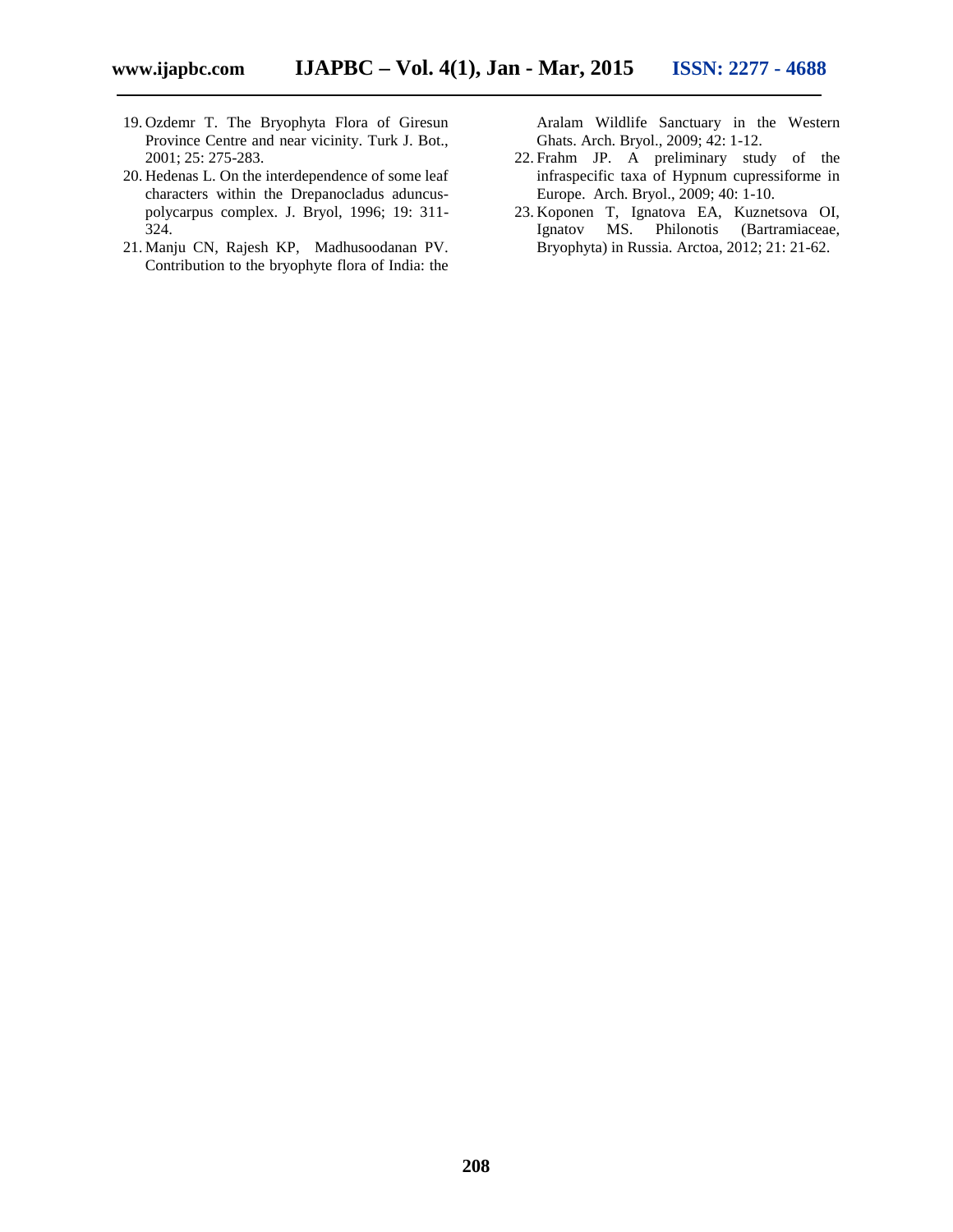19. Ozdemr T. The Bryophyta Flora of Giresun Province Centre and near vicinity. Turk J. Bot., 2001; 25: 275-283.
20. Hedenas L. On the interdependence of some leaf characters within the Drepanocladus aduncus-polycarpus complex. J. Bryol, 1996; 19: 311-324.
21. Manju CN, Rajesh KP, Madhusoodanan PV. Contribution to the bryophyte flora of India: the Aralam Wildlife Sanctuary in the Western Ghats. Arch. Bryol., 2009; 42: 1-12.
22. Frahm JP. A preliminary study of the infraspecific taxa of Hypnum cupressiforme in Europe. Arch. Bryol., 2009; 40: 1-10.
23. Koponen T, Ignatova EA, Kuznetsova OI, Ignatov MS. Philonotis (Bartramiaceae, Bryophyta) in Russia. Arctoa, 2012; 21: 21-62.